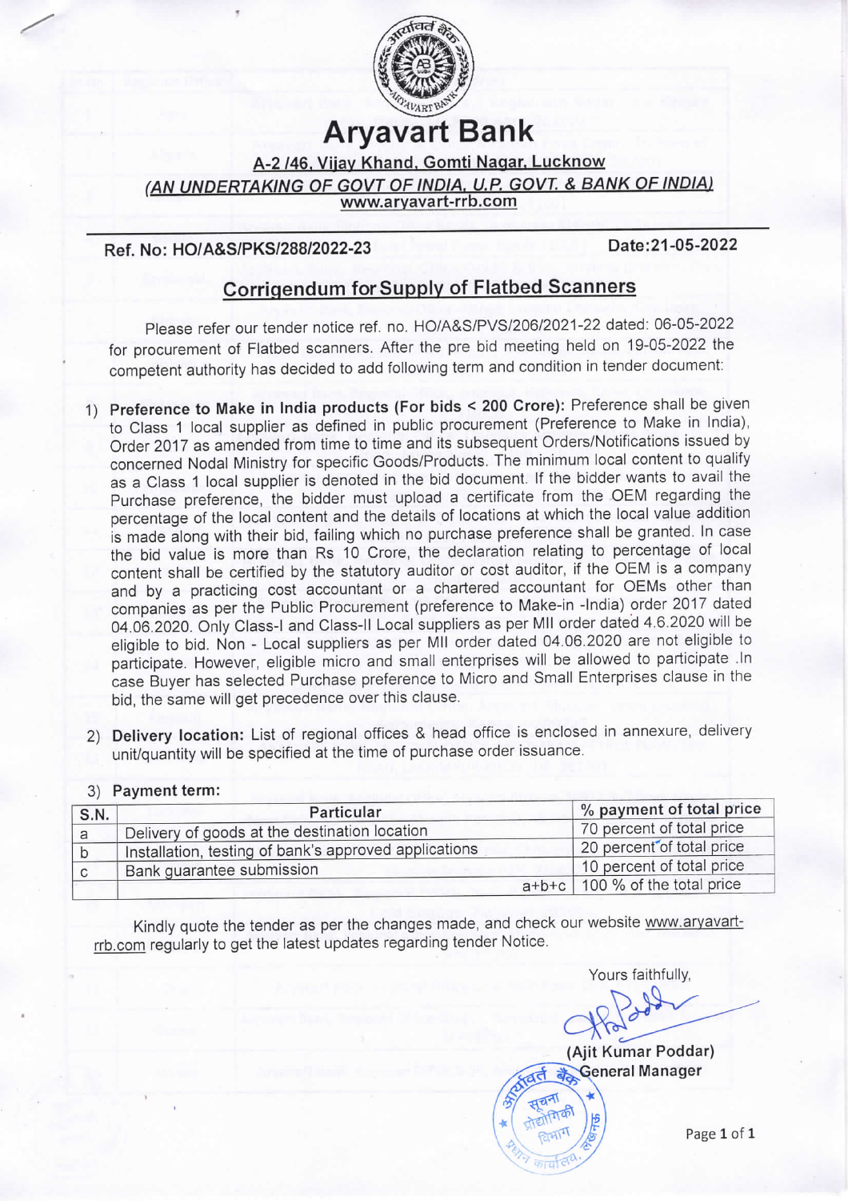# Aryavart Bank

**A-2 /46, Vijay Khand, Gomti Nagar, Lucknow**

***(AN UNDERTAKING OF GOVT OF INDIA, U.P. GOVT. & BANK OF INDIA)***

www.aryavart-rrb.com

**Ref. No: HO/A&S/PKS/288/2022-23** **Date:21-05-2022**

## Corrigendum for Supply of Flatbed Scanners

Please refer our tender notice ref. no. HO/A&S/PVS/206/2021-22 dated: 06-05-2022 for procurement of Flatbed scanners. After the pre bid meeting held on 19-05-2022 the competent authority has decided to add following term and condition in tender document:

1) **Preference to Make in India products (For bids < 200 Crore):** Preference shall be given to Class 1 local supplier as defined in public procurement (Preference to Make in India), Order 2017 as amended from time to time and its subsequent Orders/Notifications issued by concerned Nodal Ministry for specific Goods/Products. The minimum local content to qualify as a Class 1 local supplier is denoted in the bid document. If the bidder wants to avail the Purchase preference, the bidder must upload a certificate from the OEM regarding the percentage of the local content and the details of locations at which the local value addition is made along with their bid, failing which no purchase preference shall be granted. In case the bid value is more than Rs 10 Crore, the declaration relating to percentage of local content shall be certified by the statutory auditor or cost auditor, if the OEM is a company and by a practicing cost accountant or a chartered accountant for OEMs other than companies as per the Public Procurement (preference to Make-in -India) order 2017 dated 04.06.2020. Only Class-I and Class-II Local suppliers as per MII order dated 4.6.2020 will be eligible to bid. Non - Local suppliers as per MII order dated 04.06.2020 are not eligible to participate. However, eligible micro and small enterprises will be allowed to participate .In case Buyer has selected Purchase preference to Micro and Small Enterprises clause in the bid, the same will get precedence over this clause.

2) **Delivery location:** List of regional offices & head office is enclosed in annexure, delivery unit/quantity will be specified at the time of purchase order issuance.

3) **Payment term:**

| S.N. | Particular | % payment of total price |
|---|---|---|
| a | Delivery of goods at the destination location | 70 percent of total price |
| b | Installation, testing of bank's approved applications | 20 percent of total price |
| c | Bank guarantee submission | 10 percent of total price |
| | a+b+c | 100 % of the total price |

Kindly quote the tender as per the changes made, and check our website www.aryavart-rrb.com regularly to get the latest updates regarding tender Notice.

Yours faithfully,

(Ajit Kumar Poddar)
General Manager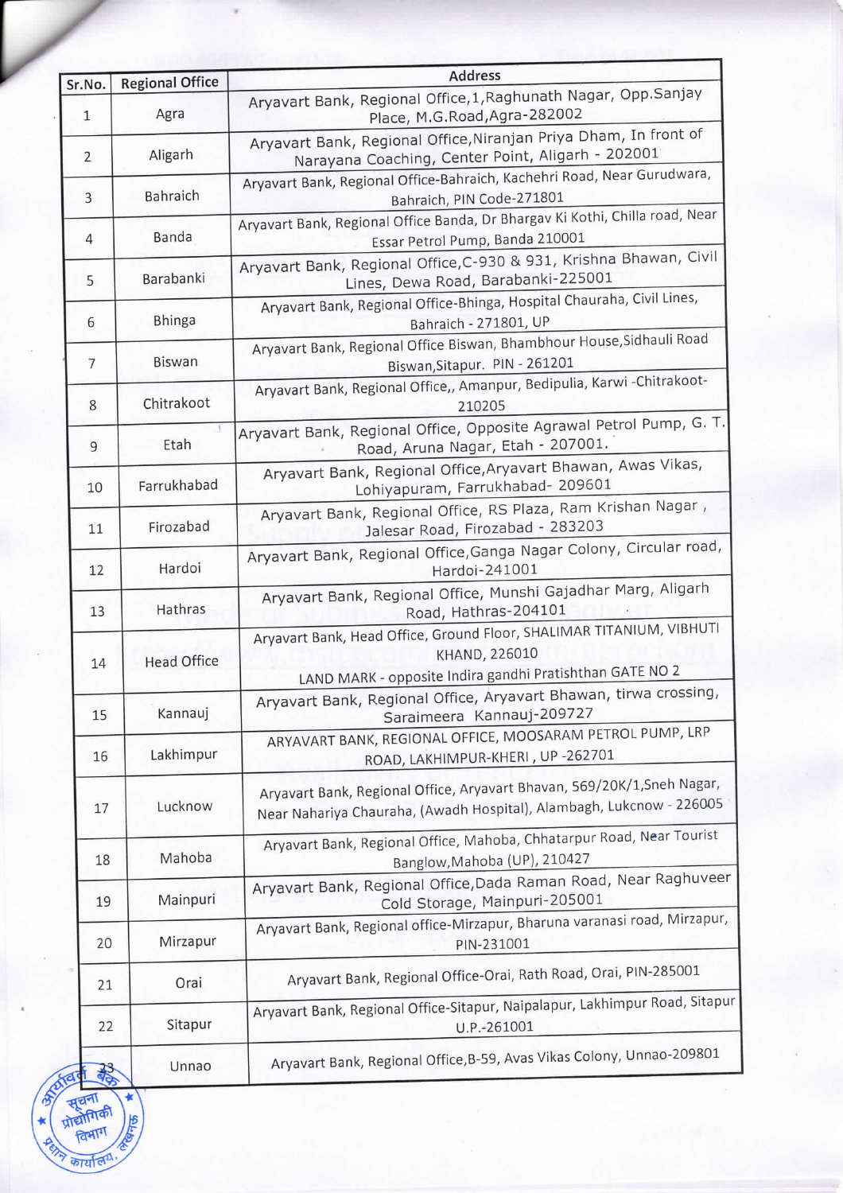| Sr.No. | Regional Office | Address |
|---|---|---|
| 1 | Agra | Aryavart Bank, Regional Office,1,Raghunath Nagar, Opp.Sanjay Place, M.G.Road,Agra-282002 |
| 2 | Aligarh | Aryavart Bank, Regional Office,Niranjan Priya Dham, In front of Narayana Coaching, Center Point, Aligarh - 202001 |
| 3 | Bahraich | Aryavart Bank, Regional Office-Bahraich, Kachehri Road, Near Gurudwara, Bahraich, PIN Code-271801 |
| 4 | Banda | Aryavart Bank, Regional Office Banda, Dr Bhargav Ki Kothi, Chilla road, Near Essar Petrol Pump, Banda 210001 |
| 5 | Barabanki | Aryavart Bank, Regional Office,C-930 & 931, Krishna Bhawan, Civil Lines, Dewa Road, Barabanki-225001 |
| 6 | Bhinga | Aryavart Bank, Regional Office-Bhinga, Hospital Chauraha, Civil Lines, Bahraich - 271801, UP |
| 7 | Biswan | Aryavart Bank, Regional Office Biswan, Bhambhour House,Sidhauli Road Biswan,Sitapur. PIN - 261201 |
| 8 | Chitrakoot | Aryavart Bank, Regional Office,, Amanpur, Bedipulia, Karwi -Chitrakoot-210205 |
| 9 | Etah | Aryavart Bank, Regional Office, Opposite Agrawal Petrol Pump, G. T. Road, Aruna Nagar, Etah - 207001. |
| 10 | Farrukhabad | Aryavart Bank, Regional Office,Aryavart Bhawan, Awas Vikas, Lohiyapuram, Farrukhabad- 209601 |
| 11 | Firozabad | Aryavart Bank, Regional Office, RS Plaza, Ram Krishan Nagar , Jalesar Road, Firozabad - 283203 |
| 12 | Hardoi | Aryavart Bank, Regional Office,Ganga Nagar Colony, Circular road, Hardoi-241001 |
| 13 | Hathras | Aryavart Bank, Regional Office, Munshi Gajadhar Marg, Aligarh Road, Hathras-204101 |
| 14 | Head Office | Aryavart Bank, Head Office, Ground Floor, SHALIMAR TITANIUM, VIBHUTI KHAND, 226010 LAND MARK - opposite Indira gandhi Pratishthan GATE NO 2 |
| 15 | Kannauj | Aryavart Bank, Regional Office, Aryavart Bhawan, tirwa crossing, Saraimeera Kannauj-209727 |
| 16 | Lakhimpur | ARYAVART BANK, REGIONAL OFFICE, MOOSARAM PETROL PUMP, LRP ROAD, LAKHIMPUR-KHERI , UP -262701 |
| 17 | Lucknow | Aryavart Bank, Regional Office, Aryavart Bhavan, 569/20K/1,Sneh Nagar, Near Nahariya Chauraha, (Awadh Hospital), Alambagh, Lukcnow - 226005 |
| 18 | Mahoba | Aryavart Bank, Regional Office, Mahoba, Chhatarpur Road, Near Tourist Banglow,Mahoba (UP), 210427 |
| 19 | Mainpuri | Aryavart Bank, Regional Office,Dada Raman Road, Near Raghuveer Cold Storage, Mainpuri-205001 |
| 20 | Mirzapur | Aryavart Bank, Regional office-Mirzapur, Bharuna varanasi road, Mirzapur, PIN-231001 |
| 21 | Orai | Aryavart Bank, Regional Office-Orai, Rath Road, Orai, PIN-285001 |
| 22 | Sitapur | Aryavart Bank, Regional Office-Sitapur, Naipalapur, Lakhimpur Road, Sitapur U.P.-261001 |
| 23 | Unnao | Aryavart Bank, Regional Office,B-59, Avas Vikas Colony, Unnao-209801 |

आर्यावर्त बैंक सूचना प्रौद्योगिकी विभाग प्रधान कार्यालय, लखनऊ